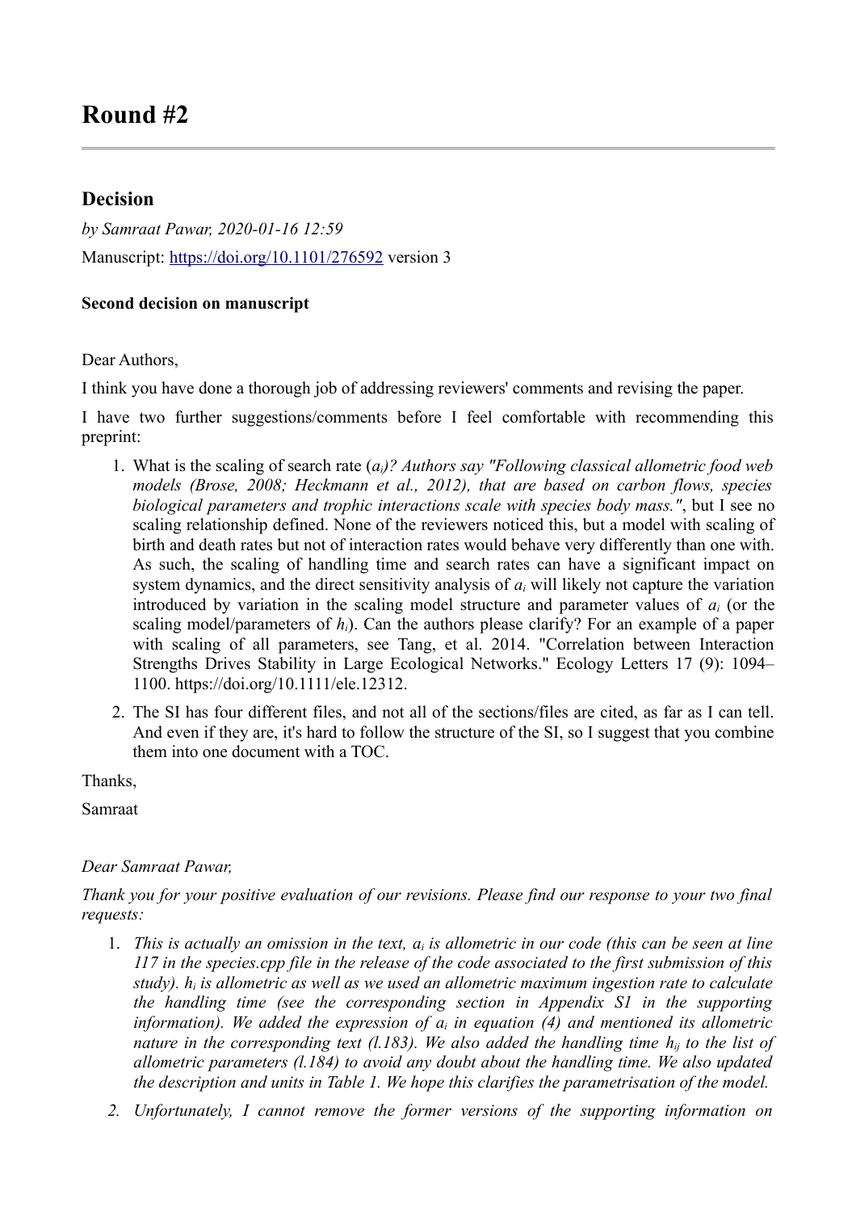# Round #2

## Decision

*by Samraat Pawar, 2020-01-16 12:59*

Manuscript: https://doi.org/10.1101/276592 version 3

**Second decision on manuscript**

Dear Authors,

I think you have done a thorough job of addressing reviewers' comments and revising the paper.

I have two further suggestions/comments before I feel comfortable with recommending this preprint:

1. What is the scaling of search rate ($a_i$)? *Authors say "Following classical allometric food web models (Brose, 2008; Heckmann et al., 2012), that are based on carbon flows, species biological parameters and trophic interactions scale with species body mass."*, but I see no scaling relationship defined. None of the reviewers noticed this, but a model with scaling of birth and death rates but not of interaction rates would behave very differently than one with. As such, the scaling of handling time and search rates can have a significant impact on system dynamics, and the direct sensitivity analysis of $a_i$ will likely not capture the variation introduced by variation in the scaling model structure and parameter values of $a_i$ (or the scaling model/parameters of $h_i$). Can the authors please clarify? For an example of a paper with scaling of all parameters, see Tang, et al. 2014. "Correlation between Interaction Strengths Drives Stability in Large Ecological Networks." Ecology Letters 17 (9): 1094–1100. https://doi.org/10.1111/ele.12312.
2. The SI has four different files, and not all of the sections/files are cited, as far as I can tell. And even if they are, it's hard to follow the structure of the SI, so I suggest that you combine them into one document with a TOC.

Thanks,

Samraat

*Dear Samraat Pawar,*

*Thank you for your positive evaluation of our revisions. Please find our response to your two final requests:*

1. *This is actually an omission in the text, $a_i$ is allometric in our code (this can be seen at line 117 in the species.cpp file in the release of the code associated to the first submission of this study). $h_i$ is allometric as well as we used an allometric maximum ingestion rate to calculate the handling time (see the corresponding section in Appendix S1 in the supporting information). We added the expression of $a_i$ in equation (4) and mentioned its allometric nature in the corresponding text (l.183). We also added the handling time $h_{ij}$ to the list of allometric parameters (l.184) to avoid any doubt about the handling time. We also updated the description and units in Table 1. We hope this clarifies the parametrisation of the model.*
2. *Unfortunately, I cannot remove the former versions of the supporting information on*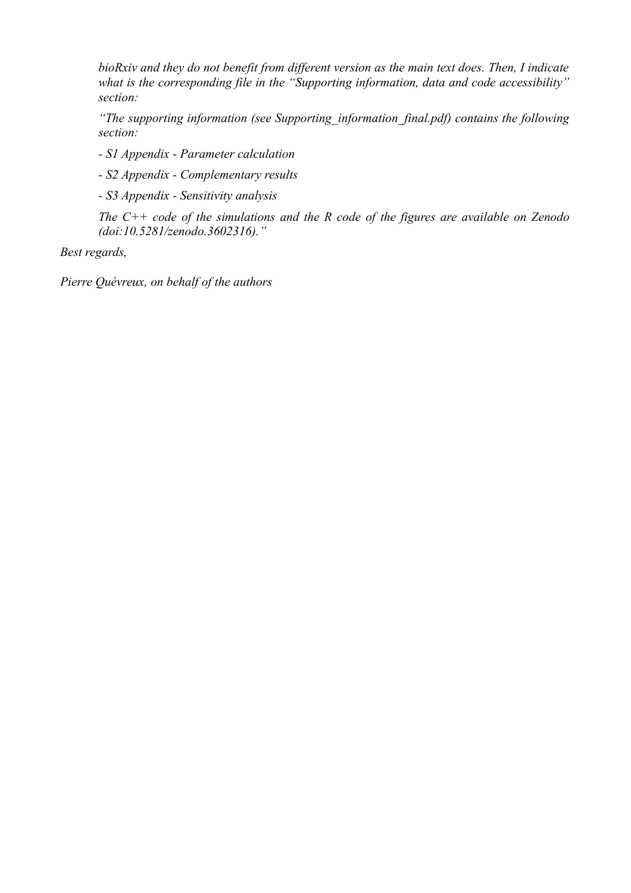*bioRxiv and they do not benefit from different version as the main text does. Then, I indicate what is the corresponding file in the "Supporting information, data and code accessibility" section:*

*"The supporting information (see Supporting_information_final.pdf) contains the following section:*

*- S1 Appendix - Parameter calculation*

*- S2 Appendix - Complementary results*

*- S3 Appendix - Sensitivity analysis*

*The C++ code of the simulations and the R code of the figures are available on Zenodo (doi:10.5281/zenodo.3602316)."*

*Best regards,*

*Pierre Quévreux, on behalf of the authors*